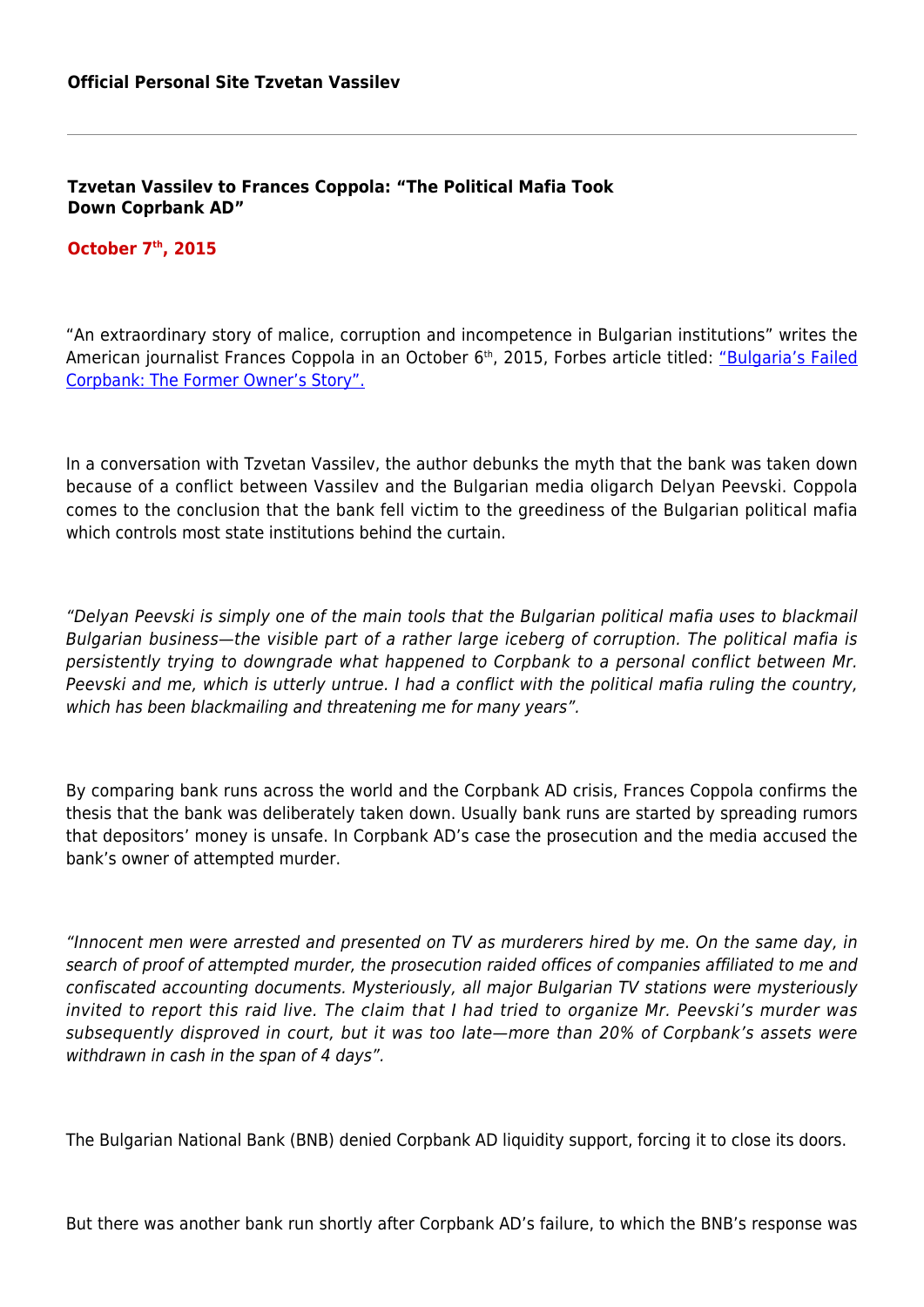**Official Personal Site Tzvetan Vassilev**

---

### Tzvetan Vassilev to Frances Coppola: "The Political Mafia Took Down Coprbank AD"

**October 7th, 2015**

"An extraordinary story of malice, corruption and incompetence in Bulgarian institutions" writes the American journalist Frances Coppola in an October 6th, 2015, Forbes article titled: "Bulgaria's Failed Corpbank: The Former Owner's Story".

In a conversation with Tzvetan Vassilev, the author debunks the myth that the bank was taken down because of a conflict between Vassilev and the Bulgarian media oligarch Delyan Peevski. Coppola comes to the conclusion that the bank fell victim to the greediness of the Bulgarian political mafia which controls most state institutions behind the curtain.

*"Delyan Peevski is simply one of the main tools that the Bulgarian political mafia uses to blackmail Bulgarian business—the visible part of a rather large iceberg of corruption. The political mafia is persistently trying to downgrade what happened to Corpbank to a personal conflict between Mr. Peevski and me, which is utterly untrue. I had a conflict with the political mafia ruling the country, which has been blackmailing and threatening me for many years".*

By comparing bank runs across the world and the Corpbank AD crisis, Frances Coppola confirms the thesis that the bank was deliberately taken down. Usually bank runs are started by spreading rumors that depositors' money is unsafe. In Corpbank AD's case the prosecution and the media accused the bank's owner of attempted murder.

*"Innocent men were arrested and presented on TV as murderers hired by me. On the same day, in search of proof of attempted murder, the prosecution raided offices of companies affiliated to me and confiscated accounting documents. Mysteriously, all major Bulgarian TV stations were mysteriously invited to report this raid live. The claim that I had tried to organize Mr. Peevski's murder was subsequently disproved in court, but it was too late—more than 20% of Corpbank's assets were withdrawn in cash in the span of 4 days".*

The Bulgarian National Bank (BNB) denied Corpbank AD liquidity support, forcing it to close its doors.

But there was another bank run shortly after Corpbank AD's failure, to which the BNB's response was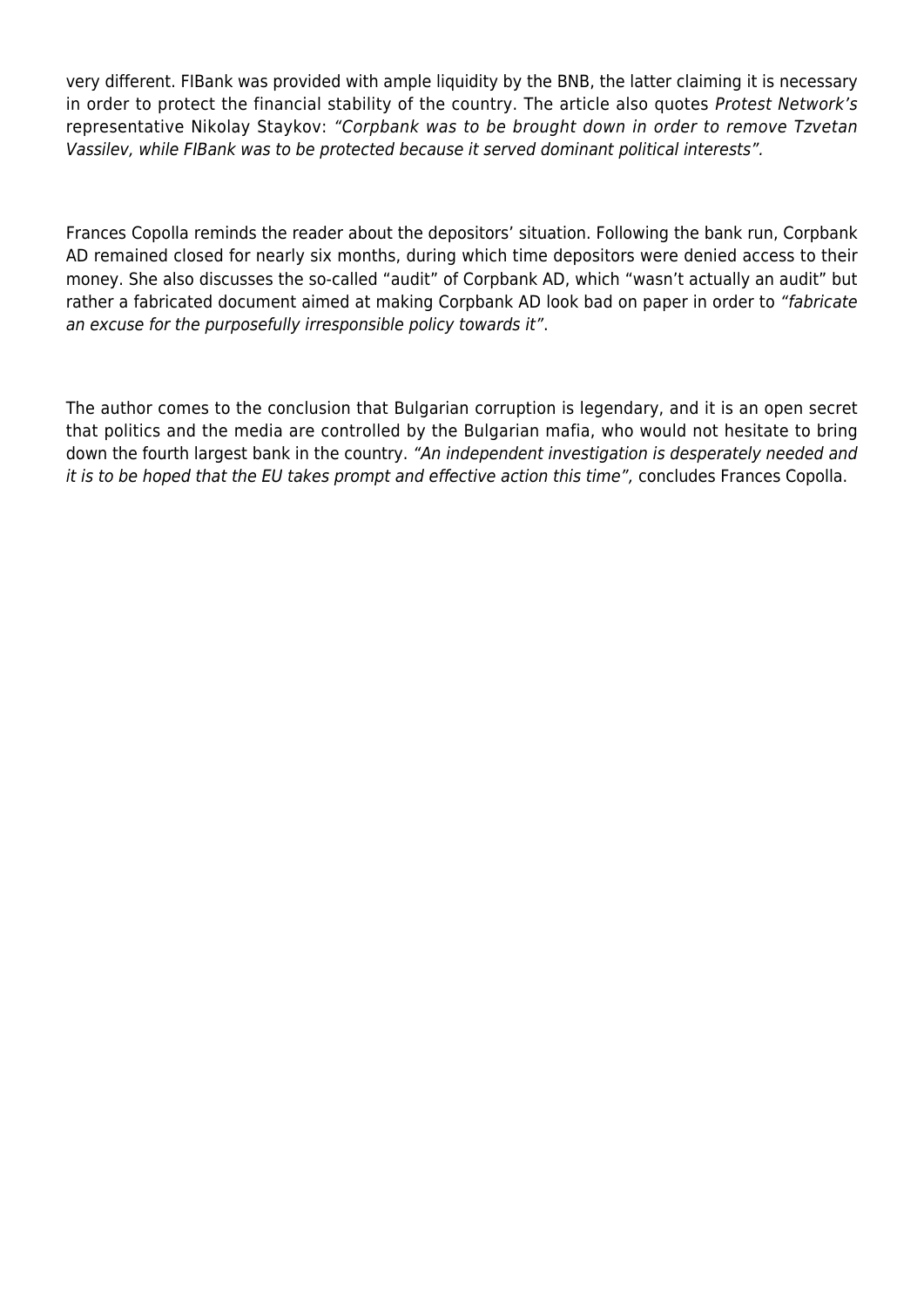very different. FIBank was provided with ample liquidity by the BNB, the latter claiming it is necessary in order to protect the financial stability of the country. The article also quotes *Protest Network's* representative Nikolay Staykov: *"Corpbank was to be brought down in order to remove Tzvetan Vassilev, while FIBank was to be protected because it served dominant political interests".*

Frances Copolla reminds the reader about the depositors' situation. Following the bank run, Corpbank AD remained closed for nearly six months, during which time depositors were denied access to their money. She also discusses the so-called "audit" of Corpbank AD, which "wasn't actually an audit" but rather a fabricated document aimed at making Corpbank AD look bad on paper in order to *"fabricate an excuse for the purposefully irresponsible policy towards it"*.

The author comes to the conclusion that Bulgarian corruption is legendary, and it is an open secret that politics and the media are controlled by the Bulgarian mafia, who would not hesitate to bring down the fourth largest bank in the country. *"An independent investigation is desperately needed and it is to be hoped that the EU takes prompt and effective action this time",* concludes Frances Copolla.